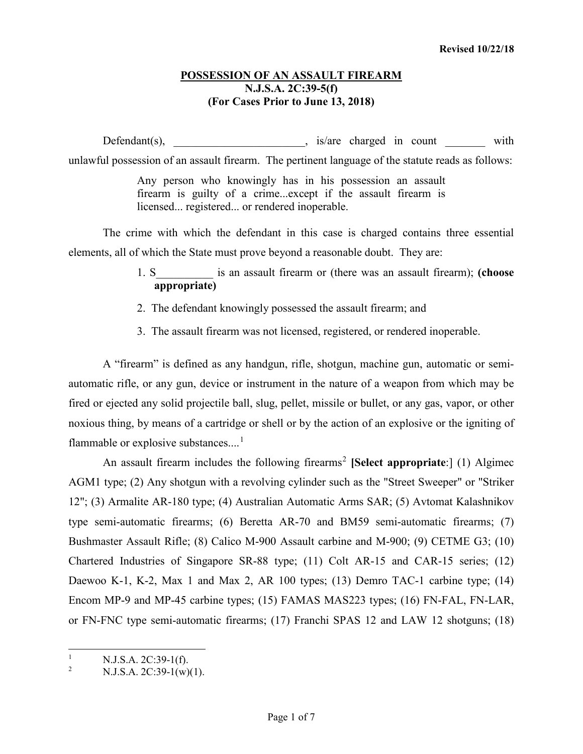Revised 10/22/18

**POSSESSION OF AN ASSAULT FIREARM**
**N.J.S.A. 2C:39-5(f)**
**(For Cases Prior to June 13, 2018)**

Defendant(s), _______________________, is/are charged in count _______ with unlawful possession of an assault firearm. The pertinent language of the statute reads as follows:

> Any person who knowingly has in his possession an assault firearm is guilty of a crime...except if the assault firearm is licensed... registered... or rendered inoperable.

The crime with which the defendant in this case is charged contains three essential elements, all of which the State must prove beyond a reasonable doubt. They are:

1. S__________ is an assault firearm or (there was an assault firearm); **(choose appropriate)**
2. The defendant knowingly possessed the assault firearm; and
3. The assault firearm was not licensed, registered, or rendered inoperable.

A "firearm" is defined as any handgun, rifle, shotgun, machine gun, automatic or semi-automatic rifle, or any gun, device or instrument in the nature of a weapon from which may be fired or ejected any solid projectile ball, slug, pellet, missile or bullet, or any gas, vapor, or other noxious thing, by means of a cartridge or shell or by the action of an explosive or the igniting of flammable or explosive substances....[1]

An assault firearm includes the following firearms[2] **[Select appropriate**:] (1) Algimec AGM1 type; (2) Any shotgun with a revolving cylinder such as the "Street Sweeper" or "Striker 12"; (3) Armalite AR-180 type; (4) Australian Automatic Arms SAR; (5) Avtomat Kalashnikov type semi-automatic firearms; (6) Beretta AR-70 and BM59 semi-automatic firearms; (7) Bushmaster Assault Rifle; (8) Calico M-900 Assault carbine and M-900; (9) CETME G3; (10) Chartered Industries of Singapore SR-88 type; (11) Colt AR-15 and CAR-15 series; (12) Daewoo K-1, K-2, Max 1 and Max 2, AR 100 types; (13) Demro TAC-1 carbine type; (14) Encom MP-9 and MP-45 carbine types; (15) FAMAS MAS223 types; (16) FN-FAL, FN-LAR, or FN-FNC type semi-automatic firearms; (17) Franchi SPAS 12 and LAW 12 shotguns; (18)

---

[1] N.J.S.A. 2C:39-1(f).

[2] N.J.S.A. 2C:39-1(w)(1).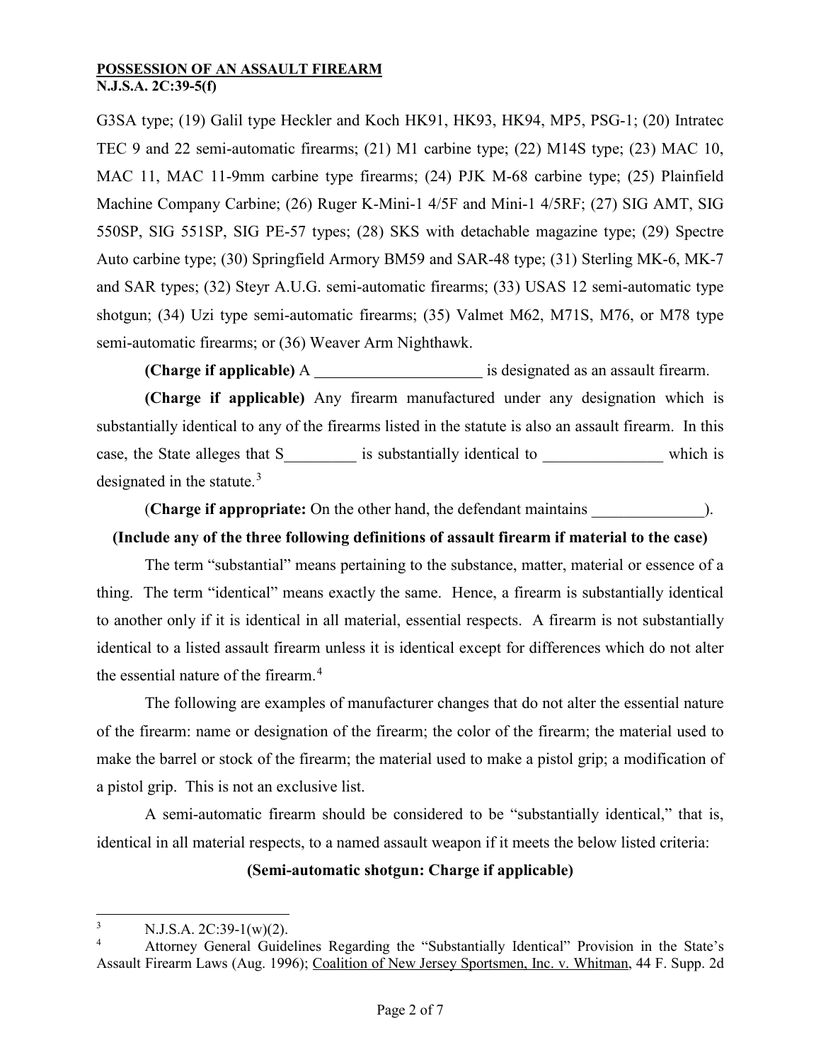G3SA type; (19) Galil type Heckler and Koch HK91, HK93, HK94, MP5, PSG-1; (20) Intratec TEC 9 and 22 semi-automatic firearms; (21) M1 carbine type; (22) M14S type; (23) MAC 10, MAC 11, MAC 11-9mm carbine type firearms; (24) PJK M-68 carbine type; (25) Plainfield Machine Company Carbine; (26) Ruger K-Mini-1 4/5F and Mini-1 4/5RF; (27) SIG AMT, SIG 550SP, SIG 551SP, SIG PE-57 types; (28) SKS with detachable magazine type; (29) Spectre Auto carbine type; (30) Springfield Armory BM59 and SAR-48 type; (31) Sterling MK-6, MK-7 and SAR types; (32) Steyr A.U.G. semi-automatic firearms; (33) USAS 12 semi-automatic type shotgun; (34) Uzi type semi-automatic firearms; (35) Valmet M62, M71S, M76, or M78 type semi-automatic firearms; or (36) Weaver Arm Nighthawk.

**(Charge if applicable)** A ______________________ is designated as an assault firearm.

**(Charge if applicable)** Any firearm manufactured under any designation which is substantially identical to any of the firearms listed in the statute is also an assault firearm. In this case, the State alleges that S_________ is substantially identical to _______________ which is designated in the statute.[3]

(**Charge if appropriate:** On the other hand, the defendant maintains ______________).

**(Include any of the three following definitions of assault firearm if material to the case)**

The term "substantial" means pertaining to the substance, matter, material or essence of a thing. The term "identical" means exactly the same. Hence, a firearm is substantially identical to another only if it is identical in all material, essential respects. A firearm is not substantially identical to a listed assault firearm unless it is identical except for differences which do not alter the essential nature of the firearm.[4]

The following are examples of manufacturer changes that do not alter the essential nature of the firearm: name or designation of the firearm; the color of the firearm; the material used to make the barrel or stock of the firearm; the material used to make a pistol grip; a modification of a pistol grip. This is not an exclusive list.

A semi-automatic firearm should be considered to be "substantially identical," that is, identical in all material respects, to a named assault weapon if it meets the below listed criteria:

**(Semi-automatic shotgun: Charge if applicable)**

---

[3] N.J.S.A. 2C:39-1(w)(2).

[4] Attorney General Guidelines Regarding the "Substantially Identical" Provision in the State's Assault Firearm Laws (Aug. 1996); Coalition of New Jersey Sportsmen, Inc. v. Whitman, 44 F. Supp. 2d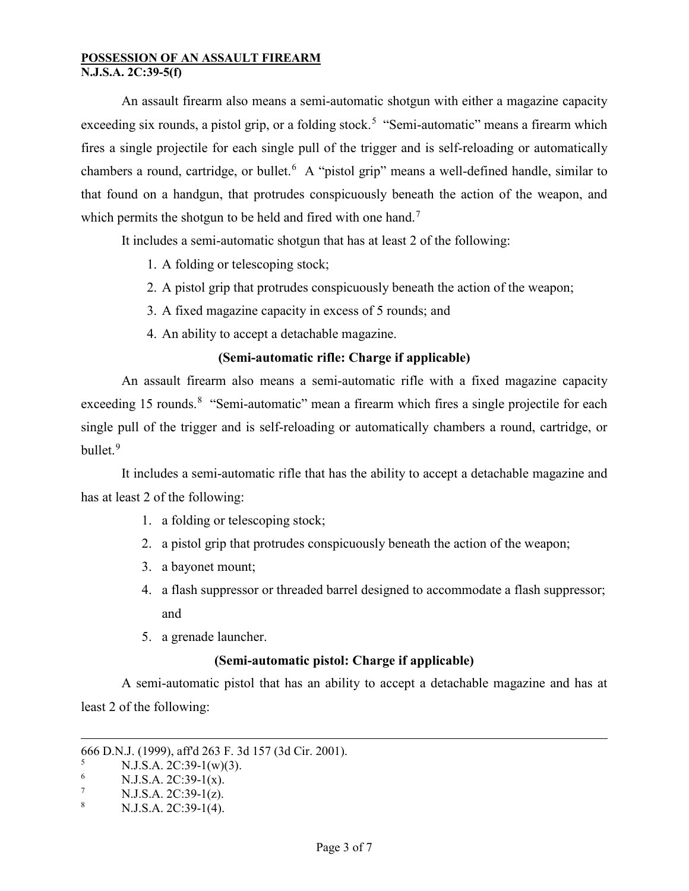**POSSESSION OF AN ASSAULT FIREARM**
**N.J.S.A. 2C:39-5(f)**

An assault firearm also means a semi-automatic shotgun with either a magazine capacity exceeding six rounds, a pistol grip, or a folding stock.[5] "Semi-automatic" means a firearm which fires a single projectile for each single pull of the trigger and is self-reloading or automatically chambers a round, cartridge, or bullet.[6] A "pistol grip" means a well-defined handle, similar to that found on a handgun, that protrudes conspicuously beneath the action of the weapon, and which permits the shotgun to be held and fired with one hand.[7]

It includes a semi-automatic shotgun that has at least 2 of the following:

1. A folding or telescoping stock;
2. A pistol grip that protrudes conspicuously beneath the action of the weapon;
3. A fixed magazine capacity in excess of 5 rounds; and
4. An ability to accept a detachable magazine.

**(Semi-automatic rifle: Charge if applicable)**

An assault firearm also means a semi-automatic rifle with a fixed magazine capacity exceeding 15 rounds.[8] "Semi-automatic" mean a firearm which fires a single projectile for each single pull of the trigger and is self-reloading or automatically chambers a round, cartridge, or bullet.[9]

It includes a semi-automatic rifle that has the ability to accept a detachable magazine and has at least 2 of the following:

1. a folding or telescoping stock;
2. a pistol grip that protrudes conspicuously beneath the action of the weapon;
3. a bayonet mount;
4. a flash suppressor or threaded barrel designed to accommodate a flash suppressor; and
5. a grenade launcher.

**(Semi-automatic pistol: Charge if applicable)**

A semi-automatic pistol that has an ability to accept a detachable magazine and has at least 2 of the following:

---

666 D.N.J. (1999), aff'd 263 F. 3d 157 (3d Cir. 2001).

[5] N.J.S.A. 2C:39-1(w)(3).

[6] N.J.S.A. 2C:39-1(x).

[7] N.J.S.A. 2C:39-1(z).

[8] N.J.S.A. 2C:39-1(4).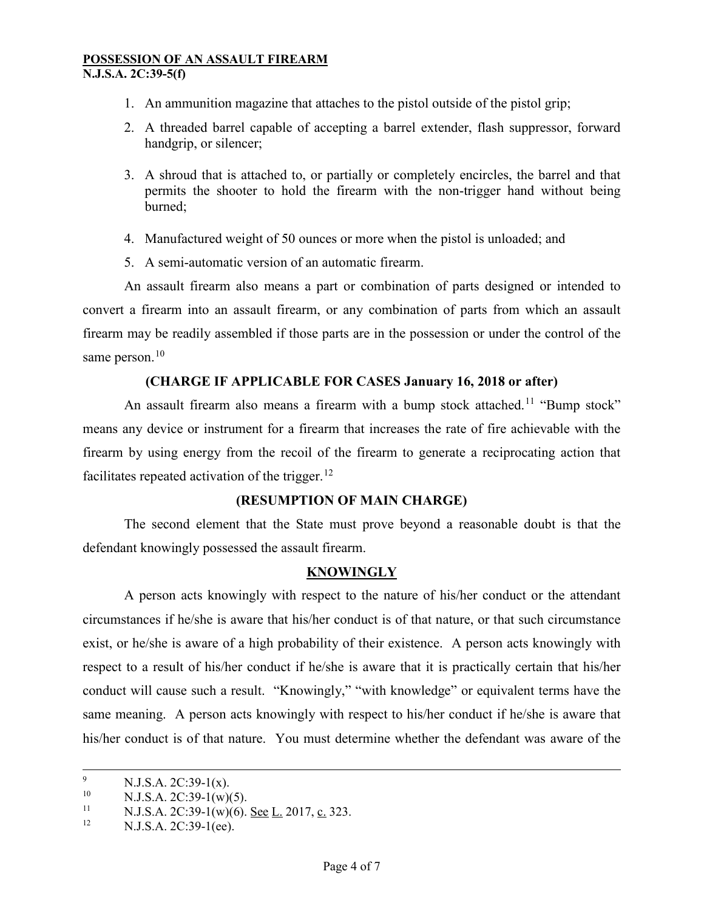1. An ammunition magazine that attaches to the pistol outside of the pistol grip;
2. A threaded barrel capable of accepting a barrel extender, flash suppressor, forward handgrip, or silencer;
3. A shroud that is attached to, or partially or completely encircles, the barrel and that permits the shooter to hold the firearm with the non-trigger hand without being burned;
4. Manufactured weight of 50 ounces or more when the pistol is unloaded; and
5. A semi-automatic version of an automatic firearm.

An assault firearm also means a part or combination of parts designed or intended to convert a firearm into an assault firearm, or any combination of parts from which an assault firearm may be readily assembled if those parts are in the possession or under the control of the same person.[10]

**(CHARGE IF APPLICABLE FOR CASES January 16, 2018 or after)**

An assault firearm also means a firearm with a bump stock attached.[11] "Bump stock" means any device or instrument for a firearm that increases the rate of fire achievable with the firearm by using energy from the recoil of the firearm to generate a reciprocating action that facilitates repeated activation of the trigger.[12]

**(RESUMPTION OF MAIN CHARGE)**

The second element that the State must prove beyond a reasonable doubt is that the defendant knowingly possessed the assault firearm.

**KNOWINGLY**

A person acts knowingly with respect to the nature of his/her conduct or the attendant circumstances if he/she is aware that his/her conduct is of that nature, or that such circumstance exist, or he/she is aware of a high probability of their existence. A person acts knowingly with respect to a result of his/her conduct if he/she is aware that it is practically certain that his/her conduct will cause such a result. "Knowingly," "with knowledge" or equivalent terms have the same meaning. A person acts knowingly with respect to his/her conduct if he/she is aware that his/her conduct is of that nature. You must determine whether the defendant was aware of the

---

[9] N.J.S.A. 2C:39-1(x).

[10] N.J.S.A. 2C:39-1(w)(5).

[11] N.J.S.A. 2C:39-1(w)(6). See L. 2017, c. 323.

[12] N.J.S.A. 2C:39-1(ee).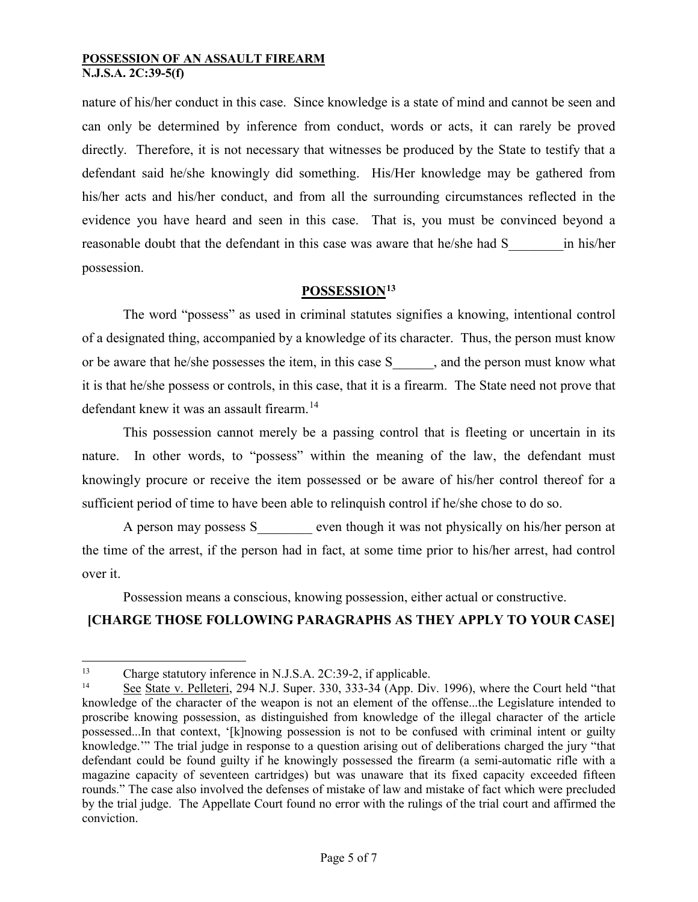nature of his/her conduct in this case. Since knowledge is a state of mind and cannot be seen and can only be determined by inference from conduct, words or acts, it can rarely be proved directly. Therefore, it is not necessary that witnesses be produced by the State to testify that a defendant said he/she knowingly did something. His/Her knowledge may be gathered from his/her acts and his/her conduct, and from all the surrounding circumstances reflected in the evidence you have heard and seen in this case. That is, you must be convinced beyond a reasonable doubt that the defendant in this case was aware that he/she had S________in his/her possession.

## POSSESSION[13]

The word "possess" as used in criminal statutes signifies a knowing, intentional control of a designated thing, accompanied by a knowledge of its character. Thus, the person must know or be aware that he/she possesses the item, in this case S______, and the person must know what it is that he/she possess or controls, in this case, that it is a firearm. The State need not prove that defendant knew it was an assault firearm.[14]

This possession cannot merely be a passing control that is fleeting or uncertain in its nature. In other words, to "possess" within the meaning of the law, the defendant must knowingly procure or receive the item possessed or be aware of his/her control thereof for a sufficient period of time to have been able to relinquish control if he/she chose to do so.

A person may possess S________ even though it was not physically on his/her person at the time of the arrest, if the person had in fact, at some time prior to his/her arrest, had control over it.

Possession means a conscious, knowing possession, either actual or constructive.

**[CHARGE THOSE FOLLOWING PARAGRAPHS AS THEY APPLY TO YOUR CASE]**

---

[13] Charge statutory inference in N.J.S.A. 2C:39-2, if applicable.

[14] See State v. Pelleteri, 294 N.J. Super. 330, 333-34 (App. Div. 1996), where the Court held "that knowledge of the character of the weapon is not an element of the offense...the Legislature intended to proscribe knowing possession, as distinguished from knowledge of the illegal character of the article possessed...In that context, '[k]nowing possession is not to be confused with criminal intent or guilty knowledge.'" The trial judge in response to a question arising out of deliberations charged the jury "that defendant could be found guilty if he knowingly possessed the firearm (a semi-automatic rifle with a magazine capacity of seventeen cartridges) but was unaware that its fixed capacity exceeded fifteen rounds." The case also involved the defenses of mistake of law and mistake of fact which were precluded by the trial judge. The Appellate Court found no error with the rulings of the trial court and affirmed the conviction.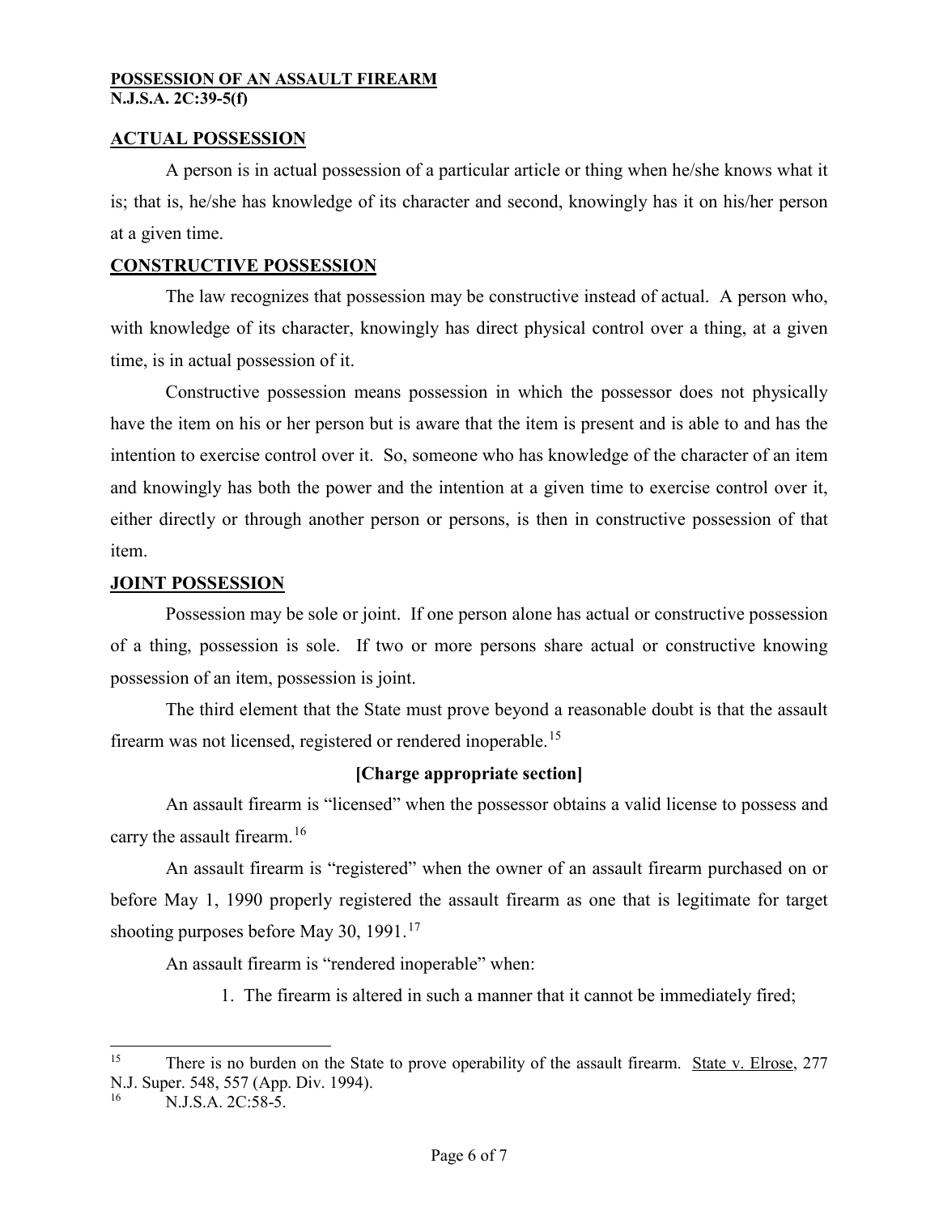**POSSESSION OF AN ASSAULT FIREARM**
**N.J.S.A. 2C:39-5(f)**

## ACTUAL POSSESSION

A person is in actual possession of a particular article or thing when he/she knows what it is; that is, he/she has knowledge of its character and second, knowingly has it on his/her person at a given time.

## CONSTRUCTIVE POSSESSION

The law recognizes that possession may be constructive instead of actual. A person who, with knowledge of its character, knowingly has direct physical control over a thing, at a given time, is in actual possession of it.

Constructive possession means possession in which the possessor does not physically have the item on his or her person but is aware that the item is present and is able to and has the intention to exercise control over it. So, someone who has knowledge of the character of an item and knowingly has both the power and the intention at a given time to exercise control over it, either directly or through another person or persons, is then in constructive possession of that item.

## JOINT POSSESSION

Possession may be sole or joint. If one person alone has actual or constructive possession of a thing, possession is sole. If two or more persons share actual or constructive knowing possession of an item, possession is joint.

The third element that the State must prove beyond a reasonable doubt is that the assault firearm was not licensed, registered or rendered inoperable.[15]

**[Charge appropriate section]**

An assault firearm is "licensed" when the possessor obtains a valid license to possess and carry the assault firearm.[16]

An assault firearm is "registered" when the owner of an assault firearm purchased on or before May 1, 1990 properly registered the assault firearm as one that is legitimate for target shooting purposes before May 30, 1991.[17]

An assault firearm is "rendered inoperable" when:

1. The firearm is altered in such a manner that it cannot be immediately fired;

---

[15] There is no burden on the State to prove operability of the assault firearm. State v. Elrose, 277 N.J. Super. 548, 557 (App. Div. 1994).

[16] N.J.S.A. 2C:58-5.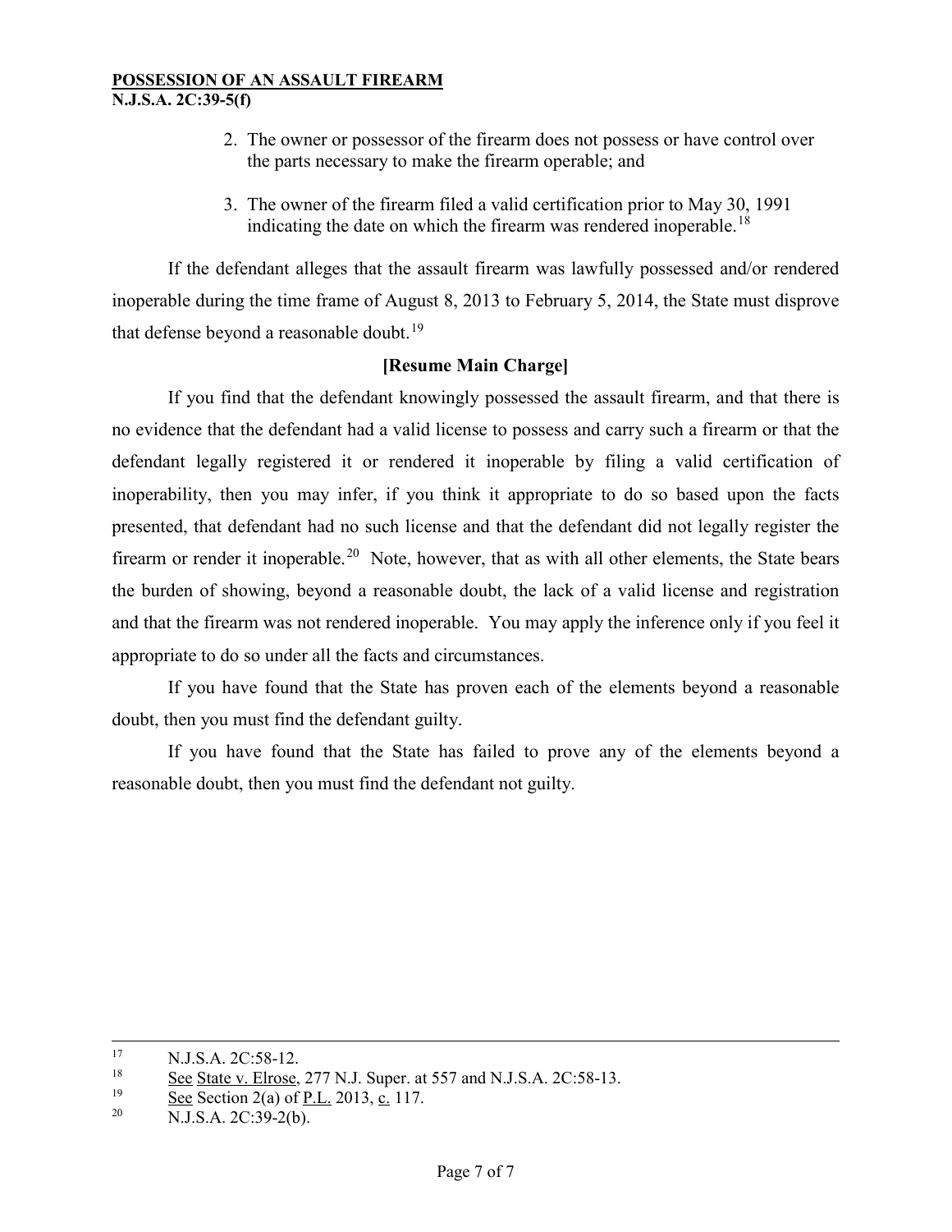2. The owner or possessor of the firearm does not possess or have control over the parts necessary to make the firearm operable; and
3. The owner of the firearm filed a valid certification prior to May 30, 1991 indicating the date on which the firearm was rendered inoperable.[18]

If the defendant alleges that the assault firearm was lawfully possessed and/or rendered inoperable during the time frame of August 8, 2013 to February 5, 2014, the State must disprove that defense beyond a reasonable doubt.[19]

**[Resume Main Charge]**

If you find that the defendant knowingly possessed the assault firearm, and that there is no evidence that the defendant had a valid license to possess and carry such a firearm or that the defendant legally registered it or rendered it inoperable by filing a valid certification of inoperability, then you may infer, if you think it appropriate to do so based upon the facts presented, that defendant had no such license and that the defendant did not legally register the firearm or render it inoperable.[20] Note, however, that as with all other elements, the State bears the burden of showing, beyond a reasonable doubt, the lack of a valid license and registration and that the firearm was not rendered inoperable. You may apply the inference only if you feel it appropriate to do so under all the facts and circumstances.

If you have found that the State has proven each of the elements beyond a reasonable doubt, then you must find the defendant guilty.

If you have found that the State has failed to prove any of the elements beyond a reasonable doubt, then you must find the defendant not guilty.

---

[17] N.J.S.A. 2C:58-12.

[18] See State v. Elrose, 277 N.J. Super. at 557 and N.J.S.A. 2C:58-13.

[19] See Section 2(a) of P.L. 2013, c. 117.

[20] N.J.S.A. 2C:39-2(b).